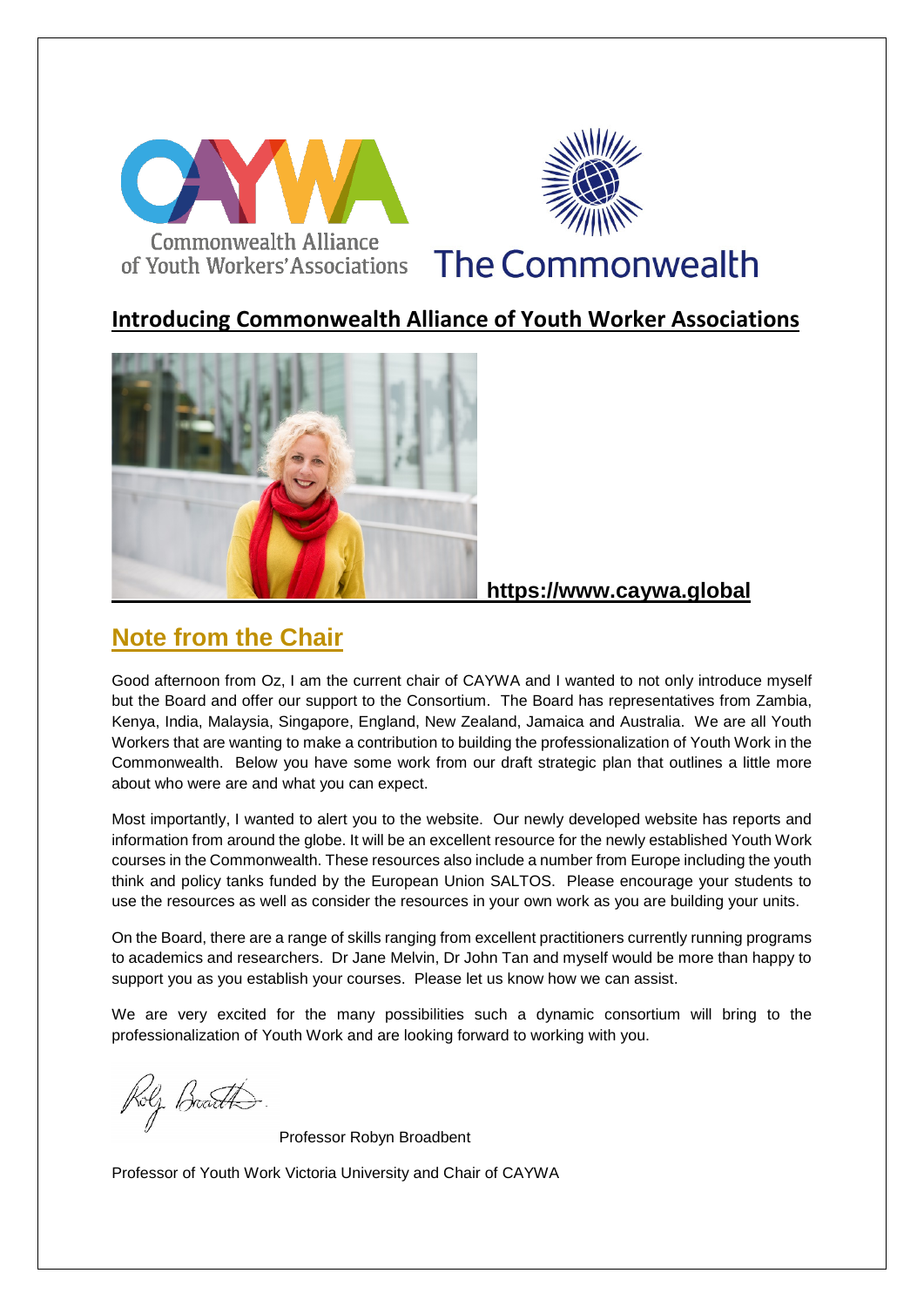Commonwealth Alliance of Youth Workers' Associations

The Commonwealth

# Introducing Commonwealth Alliance of Youth Worker Associations

**https://www.caywa.global**

## Note from the Chair

Good afternoon from Oz, I am the current chair of CAYWA and I wanted to not only introduce myself but the Board and offer our support to the Consortium. The Board has representatives from Zambia, Kenya, India, Malaysia, Singapore, England, New Zealand, Jamaica and Australia. We are all Youth Workers that are wanting to make a contribution to building the professionalization of Youth Work in the Commonwealth. Below you have some work from our draft strategic plan that outlines a little more about who were are and what you can expect.

Most importantly, I wanted to alert you to the website. Our newly developed website has reports and information from around the globe. It will be an excellent resource for the newly established Youth Work courses in the Commonwealth. These resources also include a number from Europe including the youth think and policy tanks funded by the European Union SALTOS. Please encourage your students to use the resources as well as consider the resources in your own work as you are building your units.

On the Board, there are a range of skills ranging from excellent practitioners currently running programs to academics and researchers. Dr Jane Melvin, Dr John Tan and myself would be more than happy to support you as you establish your courses. Please let us know how we can assist.

We are very excited for the many possibilities such a dynamic consortium will bring to the professionalization of Youth Work and are looking forward to working with you.

Professor Robyn Broadbent

Professor of Youth Work Victoria University and Chair of CAYWA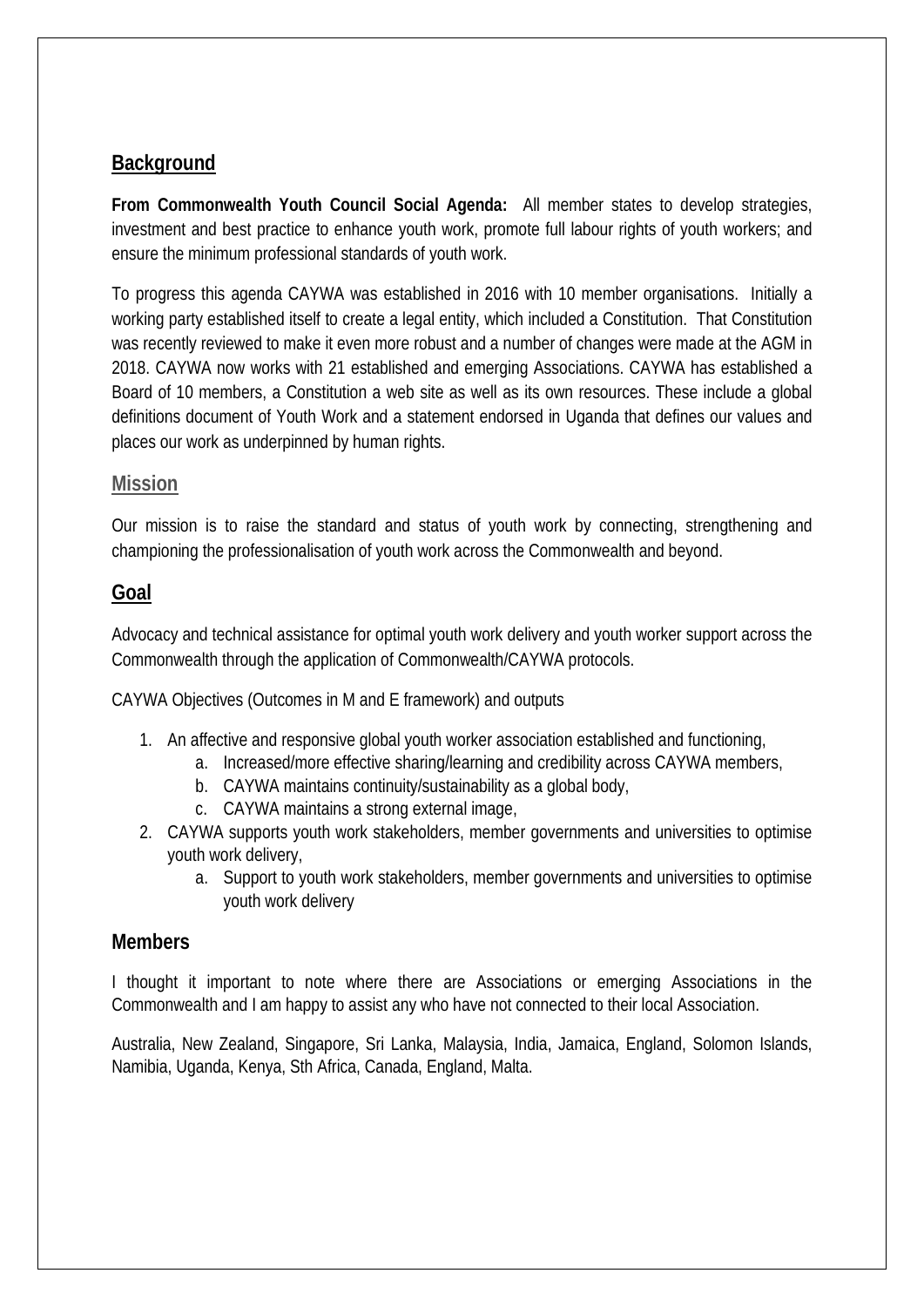## Background

**From Commonwealth Youth Council Social Agenda:** All member states to develop strategies, investment and best practice to enhance youth work, promote full labour rights of youth workers; and ensure the minimum professional standards of youth work.

To progress this agenda CAYWA was established in 2016 with 10 member organisations. Initially a working party established itself to create a legal entity, which included a Constitution. That Constitution was recently reviewed to make it even more robust and a number of changes were made at the AGM in 2018. CAYWA now works with 21 established and emerging Associations. CAYWA has established a Board of 10 members, a Constitution a web site as well as its own resources. These include a global definitions document of Youth Work and a statement endorsed in Uganda that defines our values and places our work as underpinned by human rights.

## Mission

Our mission is to raise the standard and status of youth work by connecting, strengthening and championing the professionalisation of youth work across the Commonwealth and beyond.

## Goal

Advocacy and technical assistance for optimal youth work delivery and youth worker support across the Commonwealth through the application of Commonwealth/CAYWA protocols.

CAYWA Objectives (Outcomes in M and E framework) and outputs

1. An affective and responsive global youth worker association established and functioning,
    a. Increased/more effective sharing/learning and credibility across CAYWA members,
    b. CAYWA maintains continuity/sustainability as a global body,
    c. CAYWA maintains a strong external image,
2. CAYWA supports youth work stakeholders, member governments and universities to optimise youth work delivery,
    a. Support to youth work stakeholders, member governments and universities to optimise youth work delivery

## Members

I thought it important to note where there are Associations or emerging Associations in the Commonwealth and I am happy to assist any who have not connected to their local Association.

Australia, New Zealand, Singapore, Sri Lanka, Malaysia, India, Jamaica, England, Solomon Islands, Namibia, Uganda, Kenya, Sth Africa, Canada, England, Malta.